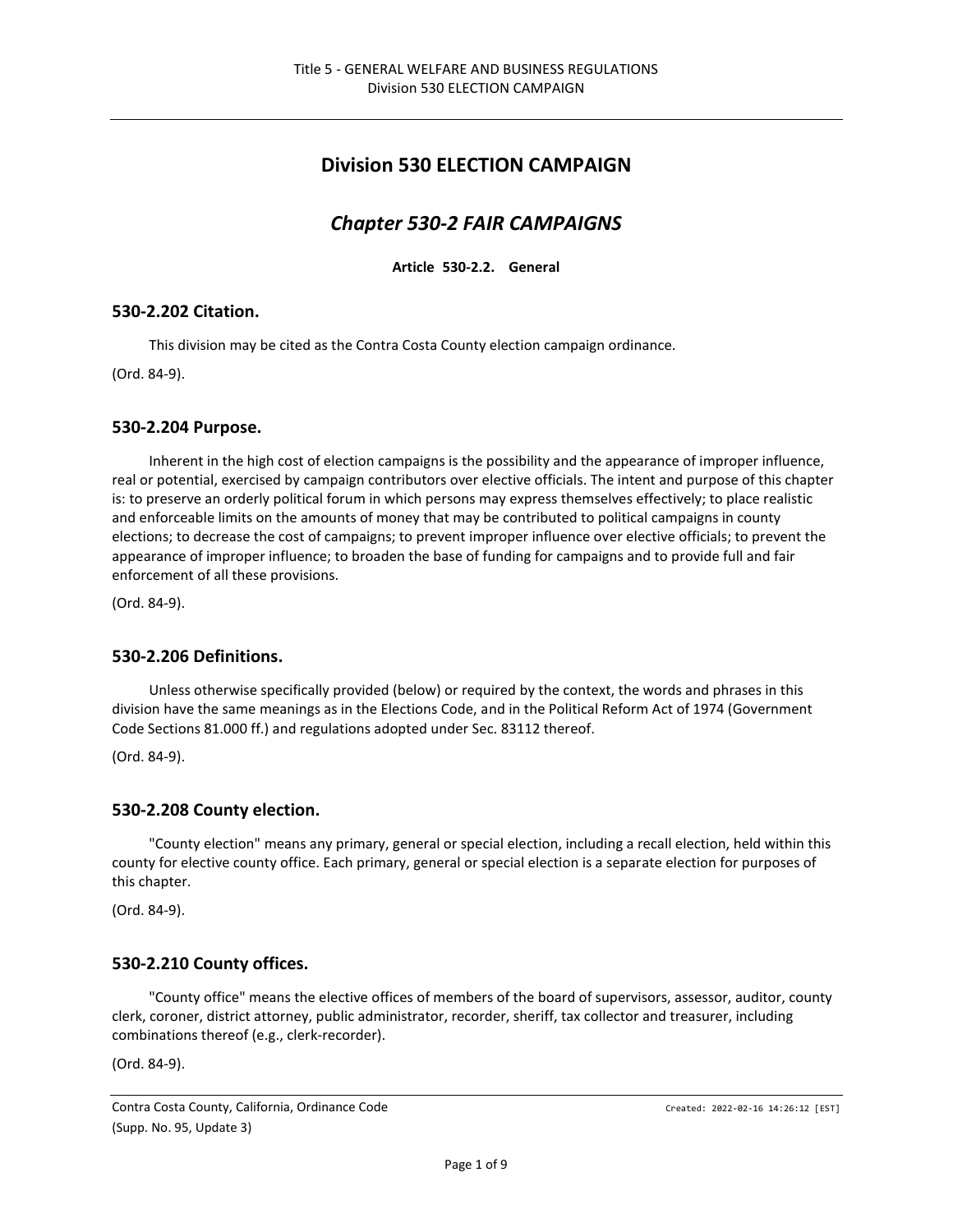# Division 530 ELECTION CAMPAIGN

## *Chapter 530-2 FAIR CAMPAIGNS*

**Article 530-2.2. General**

### 530-2.202 Citation.

This division may be cited as the Contra Costa County election campaign ordinance.

(Ord. 84-9).

### 530-2.204 Purpose.

Inherent in the high cost of election campaigns is the possibility and the appearance of improper influence, real or potential, exercised by campaign contributors over elective officials. The intent and purpose of this chapter is: to preserve an orderly political forum in which persons may express themselves effectively; to place realistic and enforceable limits on the amounts of money that may be contributed to political campaigns in county elections; to decrease the cost of campaigns; to prevent improper influence over elective officials; to prevent the appearance of improper influence; to broaden the base of funding for campaigns and to provide full and fair enforcement of all these provisions.

(Ord. 84-9).

### 530-2.206 Definitions.

Unless otherwise specifically provided (below) or required by the context, the words and phrases in this division have the same meanings as in the Elections Code, and in the Political Reform Act of 1974 (Government Code Sections 81.000 ff.) and regulations adopted under Sec. 83112 thereof.

(Ord. 84-9).

### 530-2.208 County election.

"County election" means any primary, general or special election, including a recall election, held within this county for elective county office. Each primary, general or special election is a separate election for purposes of this chapter.

(Ord. 84-9).

### 530-2.210 County offices.

"County office" means the elective offices of members of the board of supervisors, assessor, auditor, county clerk, coroner, district attorney, public administrator, recorder, sheriff, tax collector and treasurer, including combinations thereof (e.g., clerk-recorder).

(Ord. 84-9).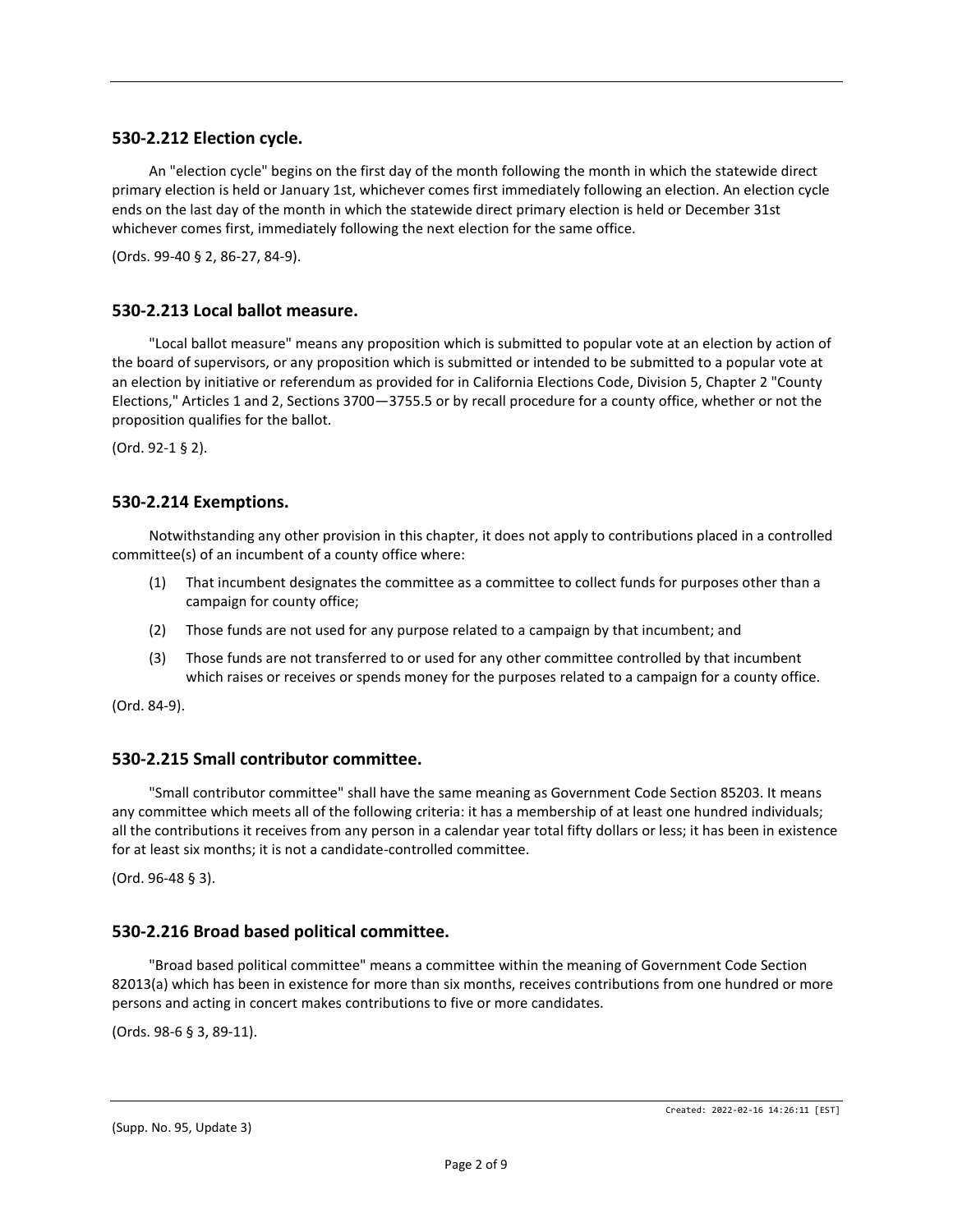### 530-2.212 Election cycle.

An "election cycle" begins on the first day of the month following the month in which the statewide direct primary election is held or January 1st, whichever comes first immediately following an election. An election cycle ends on the last day of the month in which the statewide direct primary election is held or December 31st whichever comes first, immediately following the next election for the same office.

(Ords. 99-40 § 2, 86-27, 84-9).

### 530-2.213 Local ballot measure.

"Local ballot measure" means any proposition which is submitted to popular vote at an election by action of the board of supervisors, or any proposition which is submitted or intended to be submitted to a popular vote at an election by initiative or referendum as provided for in California Elections Code, Division 5, Chapter 2 "County Elections," Articles 1 and 2, Sections 3700—3755.5 or by recall procedure for a county office, whether or not the proposition qualifies for the ballot.

(Ord. 92-1 § 2).

### 530-2.214 Exemptions.

Notwithstanding any other provision in this chapter, it does not apply to contributions placed in a controlled committee(s) of an incumbent of a county office where:

(1) That incumbent designates the committee as a committee to collect funds for purposes other than a campaign for county office;

(2) Those funds are not used for any purpose related to a campaign by that incumbent; and

(3) Those funds are not transferred to or used for any other committee controlled by that incumbent which raises or receives or spends money for the purposes related to a campaign for a county office.

(Ord. 84-9).

### 530-2.215 Small contributor committee.

"Small contributor committee" shall have the same meaning as Government Code Section 85203. It means any committee which meets all of the following criteria: it has a membership of at least one hundred individuals; all the contributions it receives from any person in a calendar year total fifty dollars or less; it has been in existence for at least six months; it is not a candidate-controlled committee.

(Ord. 96-48 § 3).

### 530-2.216 Broad based political committee.

"Broad based political committee" means a committee within the meaning of Government Code Section 82013(a) which has been in existence for more than six months, receives contributions from one hundred or more persons and acting in concert makes contributions to five or more candidates.

(Ords. 98-6 § 3, 89-11).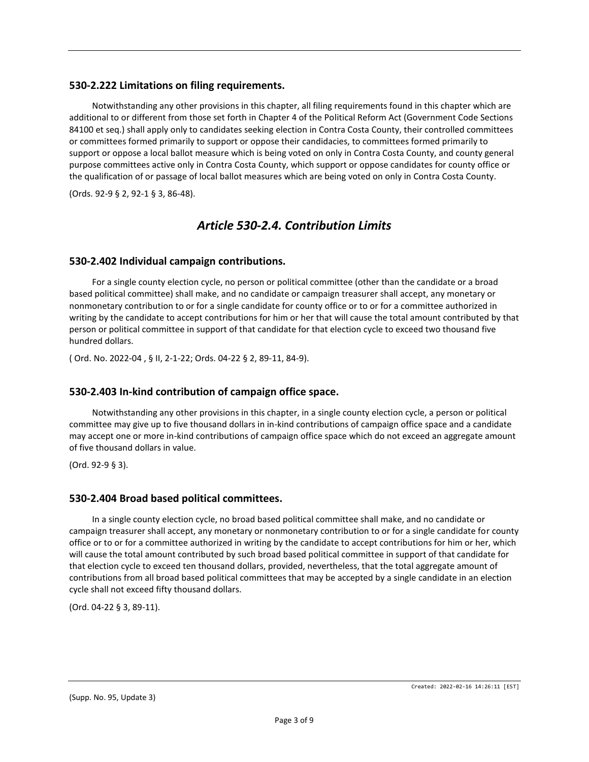### 530-2.222 Limitations on filing requirements.

Notwithstanding any other provisions in this chapter, all filing requirements found in this chapter which are additional to or different from those set forth in Chapter 4 of the Political Reform Act (Government Code Sections 84100 et seq.) shall apply only to candidates seeking election in Contra Costa County, their controlled committees or committees formed primarily to support or oppose their candidacies, to committees formed primarily to support or oppose a local ballot measure which is being voted on only in Contra Costa County, and county general purpose committees active only in Contra Costa County, which support or oppose candidates for county office or the qualification of or passage of local ballot measures which are being voted on only in Contra Costa County.

(Ords. 92-9 § 2, 92-1 § 3, 86-48).

## *Article 530-2.4. Contribution Limits*

### 530-2.402 Individual campaign contributions.

For a single county election cycle, no person or political committee (other than the candidate or a broad based political committee) shall make, and no candidate or campaign treasurer shall accept, any monetary or nonmonetary contribution to or for a single candidate for county office or to or for a committee authorized in writing by the candidate to accept contributions for him or her that will cause the total amount contributed by that person or political committee in support of that candidate for that election cycle to exceed two thousand five hundred dollars.

( Ord. No. 2022-04 , § II, 2-1-22; Ords. 04-22 § 2, 89-11, 84-9).

### 530-2.403 In-kind contribution of campaign office space.

Notwithstanding any other provisions in this chapter, in a single county election cycle, a person or political committee may give up to five thousand dollars in in-kind contributions of campaign office space and a candidate may accept one or more in-kind contributions of campaign office space which do not exceed an aggregate amount of five thousand dollars in value.

(Ord. 92-9 § 3).

### 530-2.404 Broad based political committees.

In a single county election cycle, no broad based political committee shall make, and no candidate or campaign treasurer shall accept, any monetary or nonmonetary contribution to or for a single candidate for county office or to or for a committee authorized in writing by the candidate to accept contributions for him or her, which will cause the total amount contributed by such broad based political committee in support of that candidate for that election cycle to exceed ten thousand dollars, provided, nevertheless, that the total aggregate amount of contributions from all broad based political committees that may be accepted by a single candidate in an election cycle shall not exceed fifty thousand dollars.

(Ord. 04-22 § 3, 89-11).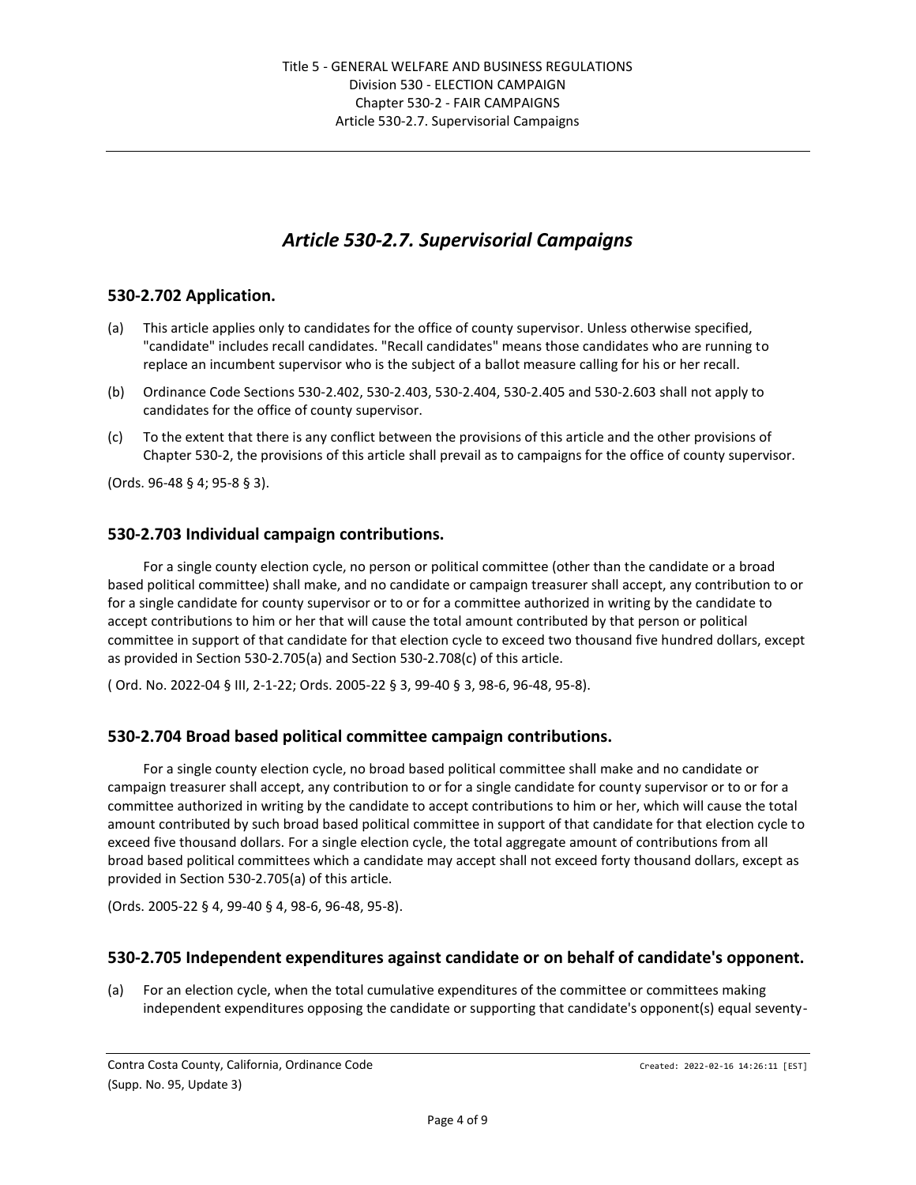# *Article 530-2.7. Supervisorial Campaigns*

## 530-2.702 Application.

(a) This article applies only to candidates for the office of county supervisor. Unless otherwise specified, "candidate" includes recall candidates. "Recall candidates" means those candidates who are running to replace an incumbent supervisor who is the subject of a ballot measure calling for his or her recall.

(b) Ordinance Code Sections 530-2.402, 530-2.403, 530-2.404, 530-2.405 and 530-2.603 shall not apply to candidates for the office of county supervisor.

(c) To the extent that there is any conflict between the provisions of this article and the other provisions of Chapter 530-2, the provisions of this article shall prevail as to campaigns for the office of county supervisor.

(Ords. 96-48 § 4; 95-8 § 3).

## 530-2.703 Individual campaign contributions.

For a single county election cycle, no person or political committee (other than the candidate or a broad based political committee) shall make, and no candidate or campaign treasurer shall accept, any contribution to or for a single candidate for county supervisor or to or for a committee authorized in writing by the candidate to accept contributions to him or her that will cause the total amount contributed by that person or political committee in support of that candidate for that election cycle to exceed two thousand five hundred dollars, except as provided in Section 530-2.705(a) and Section 530-2.708(c) of this article.

( Ord. No. 2022-04 § III, 2-1-22; Ords. 2005-22 § 3, 99-40 § 3, 98-6, 96-48, 95-8).

## 530-2.704 Broad based political committee campaign contributions.

For a single county election cycle, no broad based political committee shall make and no candidate or campaign treasurer shall accept, any contribution to or for a single candidate for county supervisor or to or for a committee authorized in writing by the candidate to accept contributions to him or her, which will cause the total amount contributed by such broad based political committee in support of that candidate for that election cycle to exceed five thousand dollars. For a single election cycle, the total aggregate amount of contributions from all broad based political committees which a candidate may accept shall not exceed forty thousand dollars, except as provided in Section 530-2.705(a) of this article.

(Ords. 2005-22 § 4, 99-40 § 4, 98-6, 96-48, 95-8).

## 530-2.705 Independent expenditures against candidate or on behalf of candidate's opponent.

(a) For an election cycle, when the total cumulative expenditures of the committee or committees making independent expenditures opposing the candidate or supporting that candidate's opponent(s) equal seventy-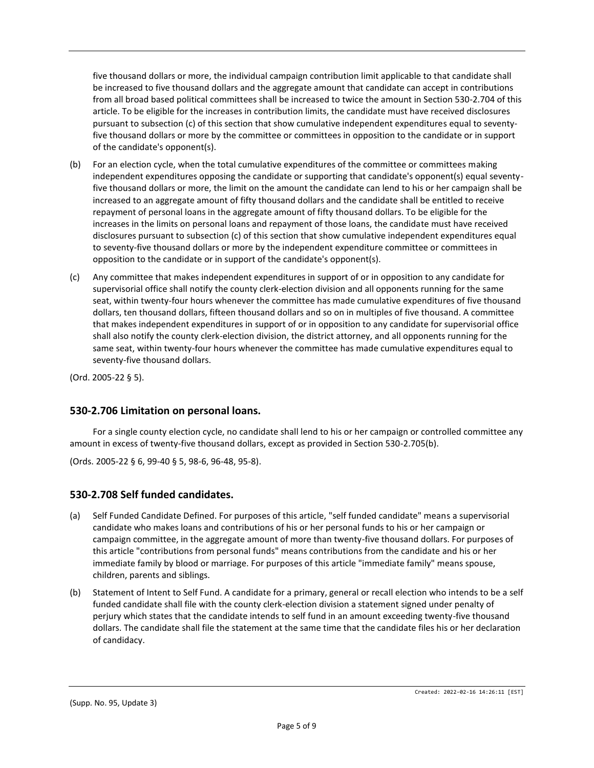five thousand dollars or more, the individual campaign contribution limit applicable to that candidate shall be increased to five thousand dollars and the aggregate amount that candidate can accept in contributions from all broad based political committees shall be increased to twice the amount in Section 530-2.704 of this article. To be eligible for the increases in contribution limits, the candidate must have received disclosures pursuant to subsection (c) of this section that show cumulative independent expenditures equal to seventy-five thousand dollars or more by the committee or committees in opposition to the candidate or in support of the candidate's opponent(s).

(b) For an election cycle, when the total cumulative expenditures of the committee or committees making independent expenditures opposing the candidate or supporting that candidate's opponent(s) equal seventy-five thousand dollars or more, the limit on the amount the candidate can lend to his or her campaign shall be increased to an aggregate amount of fifty thousand dollars and the candidate shall be entitled to receive repayment of personal loans in the aggregate amount of fifty thousand dollars. To be eligible for the increases in the limits on personal loans and repayment of those loans, the candidate must have received disclosures pursuant to subsection (c) of this section that show cumulative independent expenditures equal to seventy-five thousand dollars or more by the independent expenditure committee or committees in opposition to the candidate or in support of the candidate's opponent(s).

(c) Any committee that makes independent expenditures in support of or in opposition to any candidate for supervisorial office shall notify the county clerk-election division and all opponents running for the same seat, within twenty-four hours whenever the committee has made cumulative expenditures of five thousand dollars, ten thousand dollars, fifteen thousand dollars and so on in multiples of five thousand. A committee that makes independent expenditures in support of or in opposition to any candidate for supervisorial office shall also notify the county clerk-election division, the district attorney, and all opponents running for the same seat, within twenty-four hours whenever the committee has made cumulative expenditures equal to seventy-five thousand dollars.

(Ord. 2005-22 § 5).

## 530-2.706 Limitation on personal loans.

For a single county election cycle, no candidate shall lend to his or her campaign or controlled committee any amount in excess of twenty-five thousand dollars, except as provided in Section 530-2.705(b).

(Ords. 2005-22 § 6, 99-40 § 5, 98-6, 96-48, 95-8).

## 530-2.708 Self funded candidates.

(a) Self Funded Candidate Defined. For purposes of this article, "self funded candidate" means a supervisorial candidate who makes loans and contributions of his or her personal funds to his or her campaign or campaign committee, in the aggregate amount of more than twenty-five thousand dollars. For purposes of this article "contributions from personal funds" means contributions from the candidate and his or her immediate family by blood or marriage. For purposes of this article "immediate family" means spouse, children, parents and siblings.

(b) Statement of Intent to Self Fund. A candidate for a primary, general or recall election who intends to be a self funded candidate shall file with the county clerk-election division a statement signed under penalty of perjury which states that the candidate intends to self fund in an amount exceeding twenty-five thousand dollars. The candidate shall file the statement at the same time that the candidate files his or her declaration of candidacy.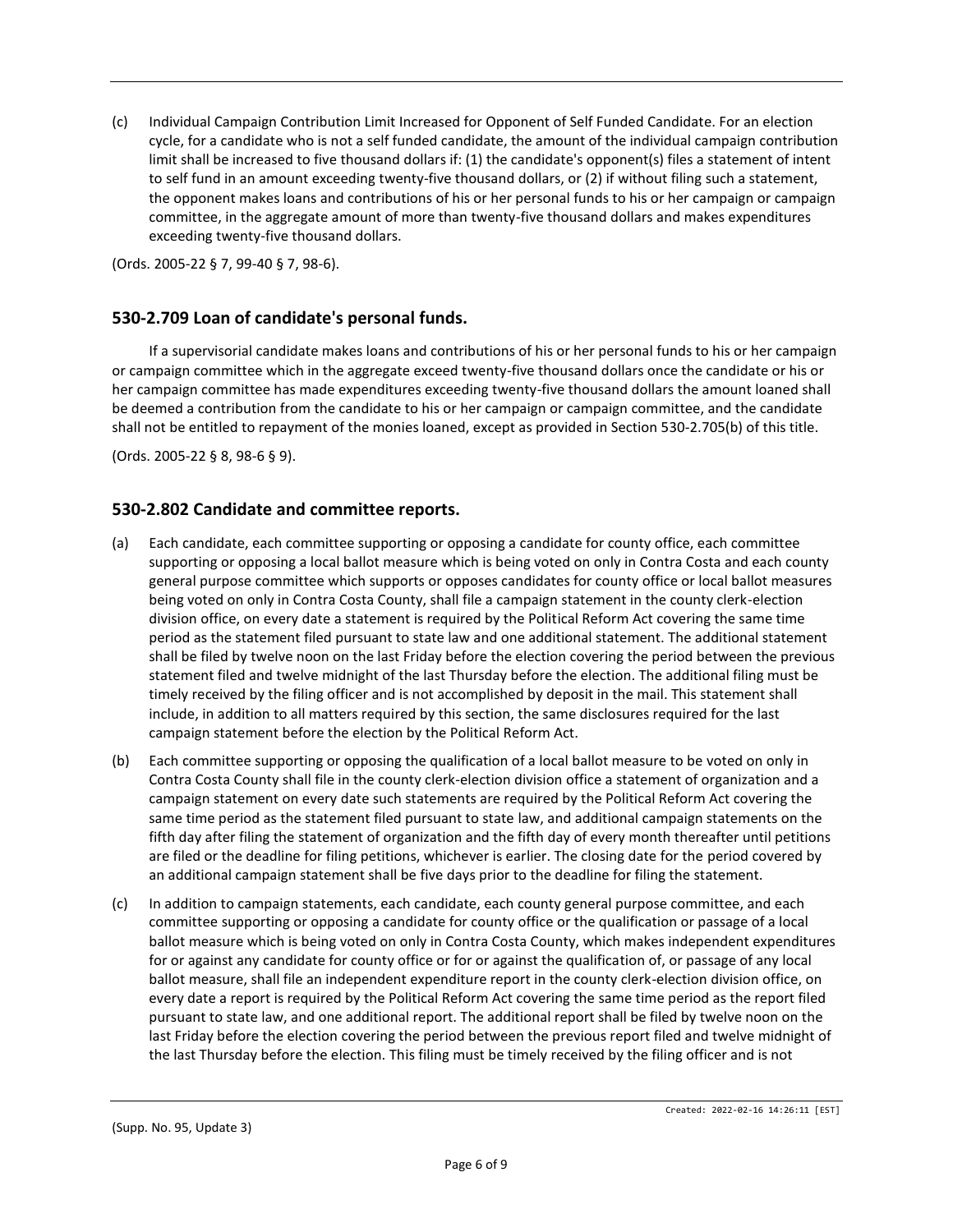(c) Individual Campaign Contribution Limit Increased for Opponent of Self Funded Candidate. For an election cycle, for a candidate who is not a self funded candidate, the amount of the individual campaign contribution limit shall be increased to five thousand dollars if: (1) the candidate's opponent(s) files a statement of intent to self fund in an amount exceeding twenty-five thousand dollars, or (2) if without filing such a statement, the opponent makes loans and contributions of his or her personal funds to his or her campaign or campaign committee, in the aggregate amount of more than twenty-five thousand dollars and makes expenditures exceeding twenty-five thousand dollars.

(Ords. 2005-22 § 7, 99-40 § 7, 98-6).

## 530-2.709 Loan of candidate's personal funds.

If a supervisorial candidate makes loans and contributions of his or her personal funds to his or her campaign or campaign committee which in the aggregate exceed twenty-five thousand dollars once the candidate or his or her campaign committee has made expenditures exceeding twenty-five thousand dollars the amount loaned shall be deemed a contribution from the candidate to his or her campaign or campaign committee, and the candidate shall not be entitled to repayment of the monies loaned, except as provided in Section 530-2.705(b) of this title.

(Ords. 2005-22 § 8, 98-6 § 9).

## 530-2.802 Candidate and committee reports.

(a) Each candidate, each committee supporting or opposing a candidate for county office, each committee supporting or opposing a local ballot measure which is being voted on only in Contra Costa and each county general purpose committee which supports or opposes candidates for county office or local ballot measures being voted on only in Contra Costa County, shall file a campaign statement in the county clerk-election division office, on every date a statement is required by the Political Reform Act covering the same time period as the statement filed pursuant to state law and one additional statement. The additional statement shall be filed by twelve noon on the last Friday before the election covering the period between the previous statement filed and twelve midnight of the last Thursday before the election. The additional filing must be timely received by the filing officer and is not accomplished by deposit in the mail. This statement shall include, in addition to all matters required by this section, the same disclosures required for the last campaign statement before the election by the Political Reform Act.

(b) Each committee supporting or opposing the qualification of a local ballot measure to be voted on only in Contra Costa County shall file in the county clerk-election division office a statement of organization and a campaign statement on every date such statements are required by the Political Reform Act covering the same time period as the statement filed pursuant to state law, and additional campaign statements on the fifth day after filing the statement of organization and the fifth day of every month thereafter until petitions are filed or the deadline for filing petitions, whichever is earlier. The closing date for the period covered by an additional campaign statement shall be five days prior to the deadline for filing the statement.

(c) In addition to campaign statements, each candidate, each county general purpose committee, and each committee supporting or opposing a candidate for county office or the qualification or passage of a local ballot measure which is being voted on only in Contra Costa County, which makes independent expenditures for or against any candidate for county office or for or against the qualification of, or passage of any local ballot measure, shall file an independent expenditure report in the county clerk-election division office, on every date a report is required by the Political Reform Act covering the same time period as the report filed pursuant to state law, and one additional report. The additional report shall be filed by twelve noon on the last Friday before the election covering the period between the previous report filed and twelve midnight of the last Thursday before the election. This filing must be timely received by the filing officer and is not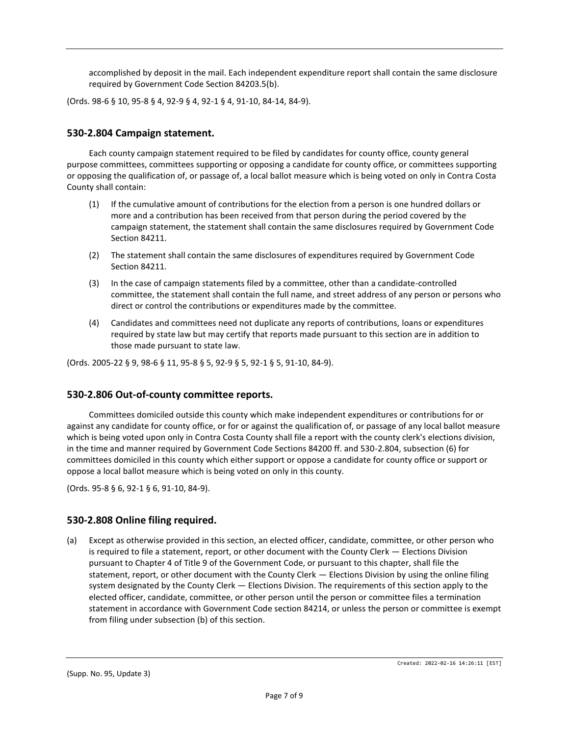accomplished by deposit in the mail. Each independent expenditure report shall contain the same disclosure required by Government Code Section 84203.5(b).

(Ords. 98-6 § 10, 95-8 § 4, 92-9 § 4, 92-1 § 4, 91-10, 84-14, 84-9).

## 530-2.804 Campaign statement.

Each county campaign statement required to be filed by candidates for county office, county general purpose committees, committees supporting or opposing a candidate for county office, or committees supporting or opposing the qualification of, or passage of, a local ballot measure which is being voted on only in Contra Costa County shall contain:

(1) If the cumulative amount of contributions for the election from a person is one hundred dollars or more and a contribution has been received from that person during the period covered by the campaign statement, the statement shall contain the same disclosures required by Government Code Section 84211.

(2) The statement shall contain the same disclosures of expenditures required by Government Code Section 84211.

(3) In the case of campaign statements filed by a committee, other than a candidate-controlled committee, the statement shall contain the full name, and street address of any person or persons who direct or control the contributions or expenditures made by the committee.

(4) Candidates and committees need not duplicate any reports of contributions, loans or expenditures required by state law but may certify that reports made pursuant to this section are in addition to those made pursuant to state law.

(Ords. 2005-22 § 9, 98-6 § 11, 95-8 § 5, 92-9 § 5, 92-1 § 5, 91-10, 84-9).

## 530-2.806 Out-of-county committee reports.

Committees domiciled outside this county which make independent expenditures or contributions for or against any candidate for county office, or for or against the qualification of, or passage of any local ballot measure which is being voted upon only in Contra Costa County shall file a report with the county clerk's elections division, in the time and manner required by Government Code Sections 84200 ff. and 530-2.804, subsection (6) for committees domiciled in this county which either support or oppose a candidate for county office or support or oppose a local ballot measure which is being voted on only in this county.

(Ords. 95-8 § 6, 92-1 § 6, 91-10, 84-9).

## 530-2.808 Online filing required.

(a) Except as otherwise provided in this section, an elected officer, candidate, committee, or other person who is required to file a statement, report, or other document with the County Clerk — Elections Division pursuant to Chapter 4 of Title 9 of the Government Code, or pursuant to this chapter, shall file the statement, report, or other document with the County Clerk — Elections Division by using the online filing system designated by the County Clerk — Elections Division. The requirements of this section apply to the elected officer, candidate, committee, or other person until the person or committee files a termination statement in accordance with Government Code section 84214, or unless the person or committee is exempt from filing under subsection (b) of this section.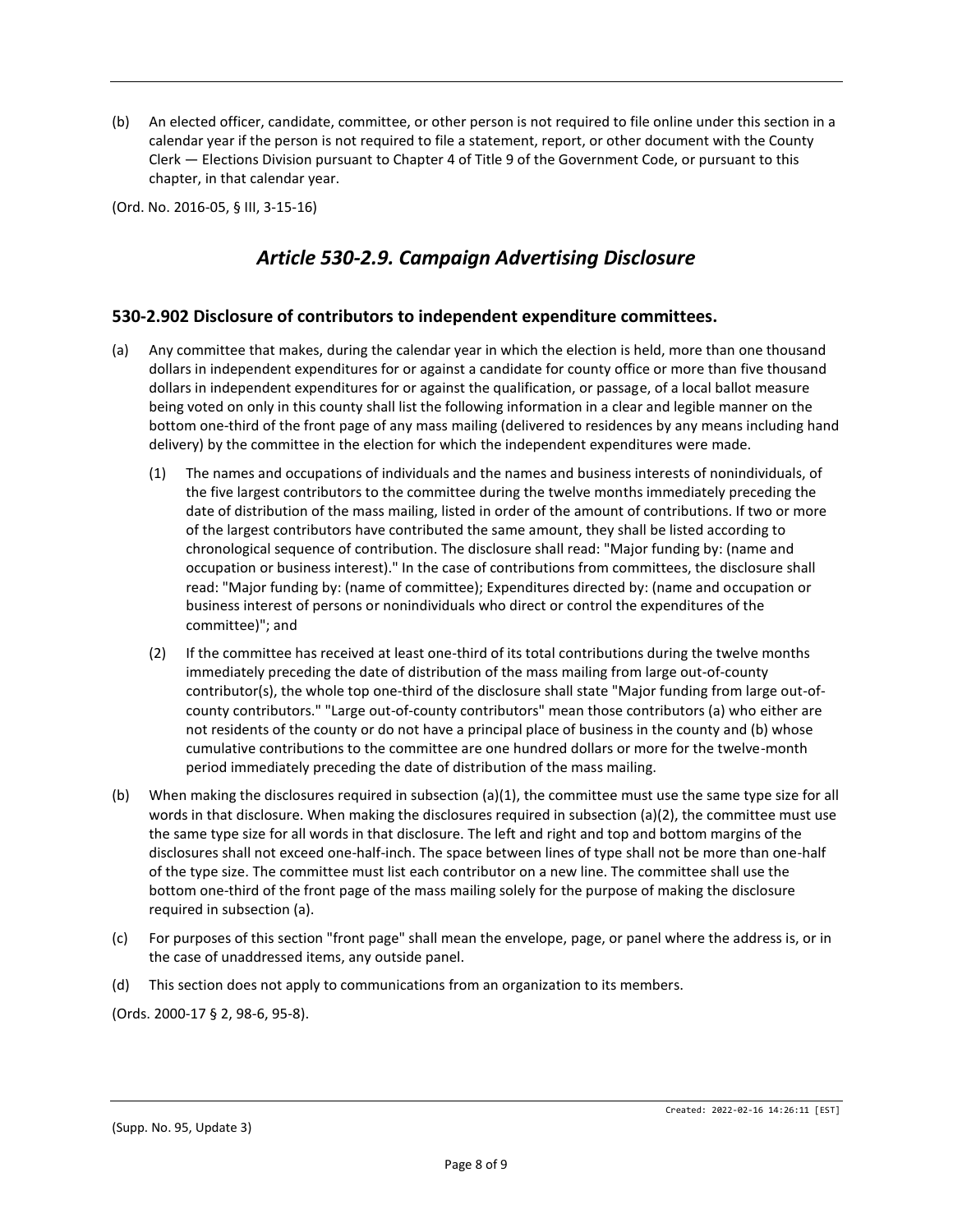(b) An elected officer, candidate, committee, or other person is not required to file online under this section in a calendar year if the person is not required to file a statement, report, or other document with the County Clerk — Elections Division pursuant to Chapter 4 of Title 9 of the Government Code, or pursuant to this chapter, in that calendar year.

(Ord. No. 2016-05, § III, 3-15-16)

## *Article 530-2.9. Campaign Advertising Disclosure*

### 530-2.902 Disclosure of contributors to independent expenditure committees.

(a) Any committee that makes, during the calendar year in which the election is held, more than one thousand dollars in independent expenditures for or against a candidate for county office or more than five thousand dollars in independent expenditures for or against the qualification, or passage, of a local ballot measure being voted on only in this county shall list the following information in a clear and legible manner on the bottom one-third of the front page of any mass mailing (delivered to residences by any means including hand delivery) by the committee in the election for which the independent expenditures were made.

   (1) The names and occupations of individuals and the names and business interests of nonindividuals, of the five largest contributors to the committee during the twelve months immediately preceding the date of distribution of the mass mailing, listed in order of the amount of contributions. If two or more of the largest contributors have contributed the same amount, they shall be listed according to chronological sequence of contribution. The disclosure shall read: "Major funding by: (name and occupation or business interest)." In the case of contributions from committees, the disclosure shall read: "Major funding by: (name of committee); Expenditures directed by: (name and occupation or business interest of persons or nonindividuals who direct or control the expenditures of the committee)"; and

   (2) If the committee has received at least one-third of its total contributions during the twelve months immediately preceding the date of distribution of the mass mailing from large out-of-county contributor(s), the whole top one-third of the disclosure shall state "Major funding from large out-of-county contributors." "Large out-of-county contributors" mean those contributors (a) who either are not residents of the county or do not have a principal place of business in the county and (b) whose cumulative contributions to the committee are one hundred dollars or more for the twelve-month period immediately preceding the date of distribution of the mass mailing.

(b) When making the disclosures required in subsection (a)(1), the committee must use the same type size for all words in that disclosure. When making the disclosures required in subsection (a)(2), the committee must use the same type size for all words in that disclosure. The left and right and top and bottom margins of the disclosures shall not exceed one-half-inch. The space between lines of type shall not be more than one-half of the type size. The committee must list each contributor on a new line. The committee shall use the bottom one-third of the front page of the mass mailing solely for the purpose of making the disclosure required in subsection (a).

(c) For purposes of this section "front page" shall mean the envelope, page, or panel where the address is, or in the case of unaddressed items, any outside panel.

(d) This section does not apply to communications from an organization to its members.

(Ords. 2000-17 § 2, 98-6, 95-8).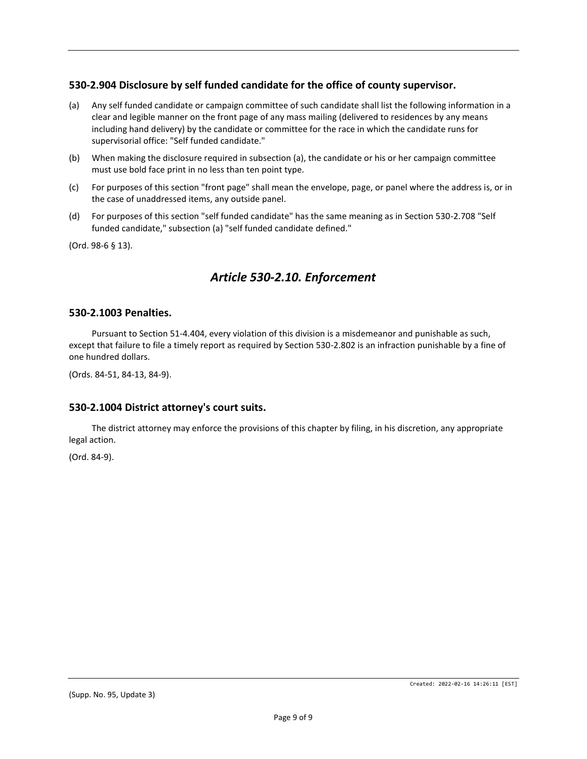### 530-2.904 Disclosure by self funded candidate for the office of county supervisor.

(a) Any self funded candidate or campaign committee of such candidate shall list the following information in a clear and legible manner on the front page of any mass mailing (delivered to residences by any means including hand delivery) by the candidate or committee for the race in which the candidate runs for supervisorial office: "Self funded candidate."

(b) When making the disclosure required in subsection (a), the candidate or his or her campaign committee must use bold face print in no less than ten point type.

(c) For purposes of this section "front page" shall mean the envelope, page, or panel where the address is, or in the case of unaddressed items, any outside panel.

(d) For purposes of this section "self funded candidate" has the same meaning as in Section 530-2.708 "Self funded candidate," subsection (a) "self funded candidate defined."

(Ord. 98-6 § 13).

## *Article 530-2.10. Enforcement*

### 530-2.1003 Penalties.

Pursuant to Section 51-4.404, every violation of this division is a misdemeanor and punishable as such, except that failure to file a timely report as required by Section 530-2.802 is an infraction punishable by a fine of one hundred dollars.

(Ords. 84-51, 84-13, 84-9).

### 530-2.1004 District attorney's court suits.

The district attorney may enforce the provisions of this chapter by filing, in his discretion, any appropriate legal action.

(Ord. 84-9).